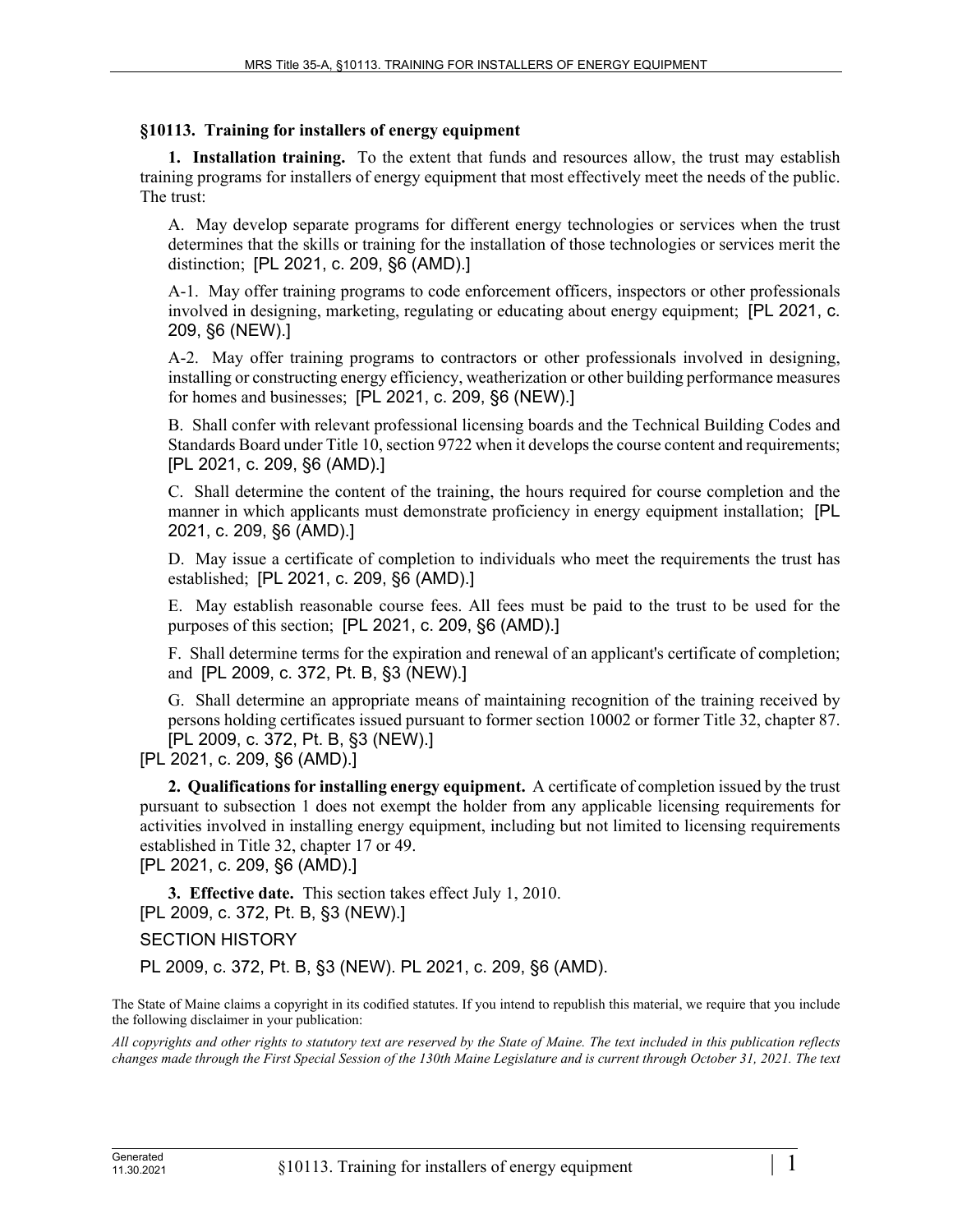## §10113. Training for installers of energy equipment

**1. Installation training.** To the extent that funds and resources allow, the trust may establish training programs for installers of energy equipment that most effectively meet the needs of the public. The trust:

A. May develop separate programs for different energy technologies or services when the trust determines that the skills or training for the installation of those technologies or services merit the distinction; [PL 2021, c. 209, §6 (AMD).]

A-1. May offer training programs to code enforcement officers, inspectors or other professionals involved in designing, marketing, regulating or educating about energy equipment; [PL 2021, c. 209, §6 (NEW).]

A-2. May offer training programs to contractors or other professionals involved in designing, installing or constructing energy efficiency, weatherization or other building performance measures for homes and businesses; [PL 2021, c. 209, §6 (NEW).]

B. Shall confer with relevant professional licensing boards and the Technical Building Codes and Standards Board under Title 10, section 9722 when it develops the course content and requirements; [PL 2021, c. 209, §6 (AMD).]

C. Shall determine the content of the training, the hours required for course completion and the manner in which applicants must demonstrate proficiency in energy equipment installation; [PL 2021, c. 209, §6 (AMD).]

D. May issue a certificate of completion to individuals who meet the requirements the trust has established; [PL 2021, c. 209, §6 (AMD).]

E. May establish reasonable course fees. All fees must be paid to the trust to be used for the purposes of this section; [PL 2021, c. 209, §6 (AMD).]

F. Shall determine terms for the expiration and renewal of an applicant's certificate of completion; and [PL 2009, c. 372, Pt. B, §3 (NEW).]

G. Shall determine an appropriate means of maintaining recognition of the training received by persons holding certificates issued pursuant to former section 10002 or former Title 32, chapter 87. [PL 2009, c. 372, Pt. B, §3 (NEW).]

[PL 2021, c. 209, §6 (AMD).]

**2. Qualifications for installing energy equipment.** A certificate of completion issued by the trust pursuant to subsection 1 does not exempt the holder from any applicable licensing requirements for activities involved in installing energy equipment, including but not limited to licensing requirements established in Title 32, chapter 17 or 49.

[PL 2021, c. 209, §6 (AMD).]

**3. Effective date.** This section takes effect July 1, 2010.

[PL 2009, c. 372, Pt. B, §3 (NEW).]

SECTION HISTORY

PL 2009, c. 372, Pt. B, §3 (NEW). PL 2021, c. 209, §6 (AMD).

The State of Maine claims a copyright in its codified statutes. If you intend to republish this material, we require that you include the following disclaimer in your publication:

*All copyrights and other rights to statutory text are reserved by the State of Maine. The text included in this publication reflects changes made through the First Special Session of the 130th Maine Legislature and is current through October 31, 2021. The text*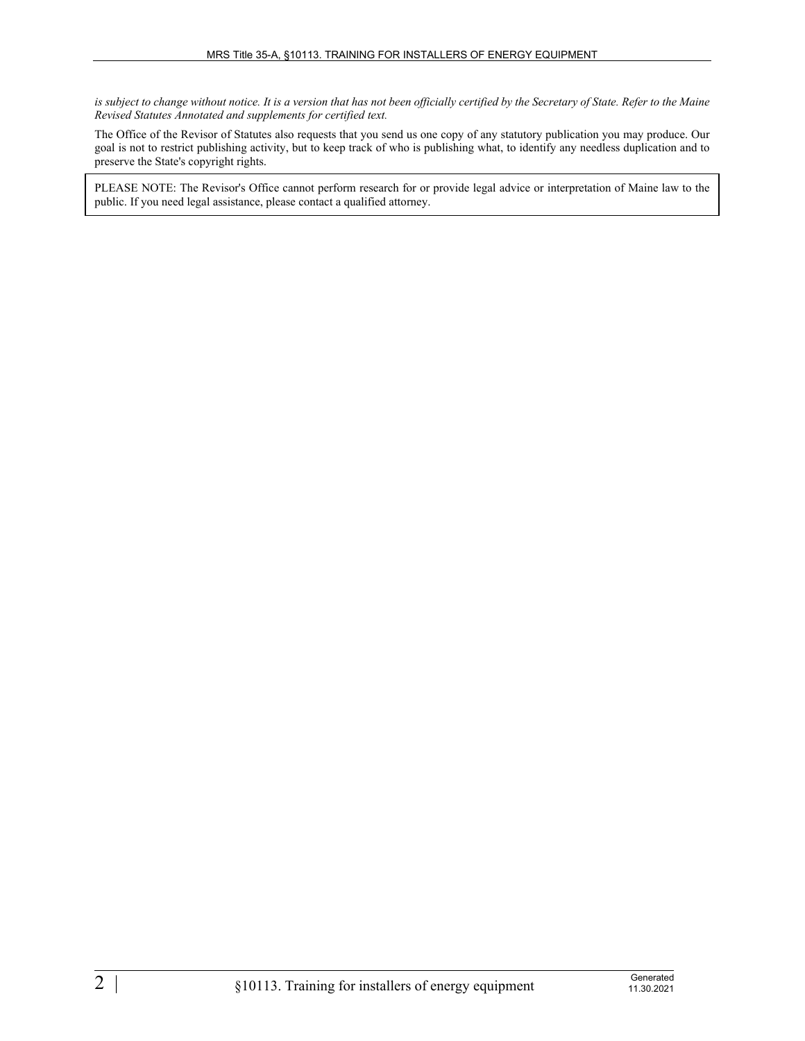*is subject to change without notice. It is a version that has not been officially certified by the Secretary of State. Refer to the Maine Revised Statutes Annotated and supplements for certified text.*

The Office of the Revisor of Statutes also requests that you send us one copy of any statutory publication you may produce. Our goal is not to restrict publishing activity, but to keep track of who is publishing what, to identify any needless duplication and to preserve the State's copyright rights.

PLEASE NOTE: The Revisor's Office cannot perform research for or provide legal advice or interpretation of Maine law to the public. If you need legal assistance, please contact a qualified attorney.